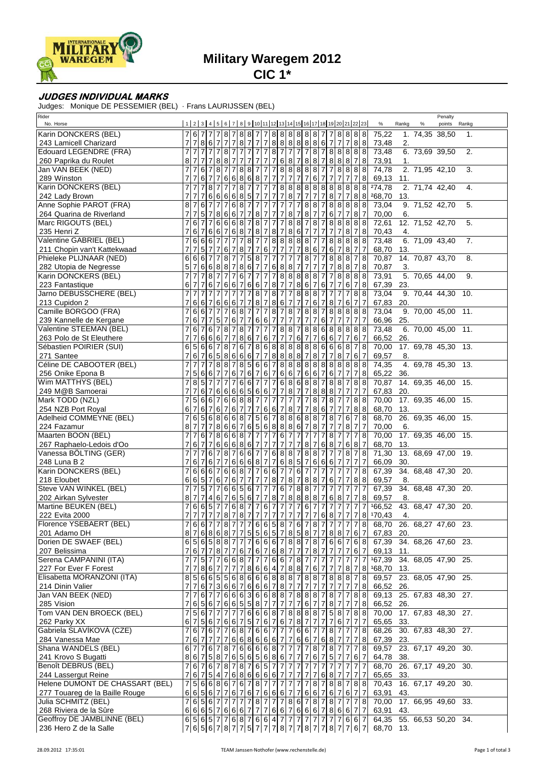# Military Waregem 2012

## CIC 1*

**JUDGES INDIVIDUAL MARKS**

Judges: Monique DE PESSEMIER (BEL) · Frans LAURIJSSEN (BEL)

| Rider / No. Horse | 1 | 2 | 3 | 4 | 5 | 6 | 7 | 8 | 9 | 10 | 11 | 12 | 13 | 14 | 15 | 16 | 17 | 18 | 19 | 20 | 21 | 22 | 23 | % | Rankg | % | Penalty points | Rankg |
|---|---|---|---|---|---|---|---|---|---|---|---|---|---|---|---|---|---|---|---|---|---|---|---|---|---|---|---|---|
| Karin DONCKERS (BEL) | 7 | 6 | 7 | 7 | 7 | 8 | 7 | 8 | 8 | 7 | 7 | 8 | 8 | 8 | 8 | 8 | 7 | 7 | 8 | 8 | 8 | 8 | 8 | 75,22 | 1. | 74,35 | 38,50 | 1. |
| 243 Lamicell Charizard | 7 | 7 | 8 | 6 | 7 | 7 | 7 | 8 | 7 | 7 | 7 | 8 | 8 | 8 | 8 | 8 | 8 | 6 | 7 | 7 | 7 | 8 | 8 | 73,48 | 2. | | | |
| Edouard LEGENDRE (FRA) | 7 | 7 | 7 | 7 | 7 | 8 | 7 | 7 | 7 | 7 | 7 | 8 | 7 | 7 | 7 | 7 | 8 | 7 | 8 | 8 | 8 | 8 | 8 | 73,48 | 6. | 73,69 | 39,50 | 2. |
| 260 Paprika du Roulet | 8 | 7 | 7 | 7 | 8 | 8 | 7 | 7 | 7 | 7 | 7 | 7 | 6 | 8 | 7 | 8 | 8 | 7 | 8 | 8 | 8 | 7 | 8 | 73,91 | 1. | | | |
| Jan VAN BEEK (NED) | 7 | 7 | 6 | 7 | 8 | 7 | 7 | 8 | 8 | 7 | 7 | 7 | 8 | 8 | 8 | 8 | 8 | 7 | 7 | 8 | 8 | 8 | 8 | 74,78 | 2. | 71,95 | 42,10 | 3. |
| 289 Winston | 7 | 7 | 6 | 7 | 7 | 6 | 6 | 8 | 6 | 8 | 7 | 7 | 7 | 7 | 7 | 7 | 6 | 7 | 7 | 7 | 7 | 7 | 8 | 69,13 | 11. | | | |
| Karin DONCKERS (BEL) | 7 | 7 | 7 | 8 | 7 | 7 | 7 | 8 | 7 | 7 | 7 | 7 | 8 | 8 | 8 | 8 | 8 | 8 | 8 | 8 | 8 | 8 | 8 | ²74,78 | 2. | 71,74 | 42,40 | 4. |
| 242 Lady Brown | 7 | 7 | 7 | 6 | 6 | 6 | 6 | 8 | 5 | 7 | 7 | 7 | 7 | 8 | 7 | 7 | 7 | 7 | 8 | 7 | 7 | 8 | 8 | ²68,70 | 13. | | | |
| Anne Sophie PAROT (FRA) | 8 | 7 | 6 | 7 | 7 | 7 | 6 | 8 | 7 | 7 | 7 | 7 | 7 | 7 | 7 | 8 | 8 | 7 | 8 | 8 | 8 | 8 | 8 | 73,04 | 9. | 71,52 | 42,70 | 5. |
| 264 Quarina de Riverland | 7 | 7 | 5 | 7 | 8 | 6 | 6 | 7 | 7 | 8 | 7 | 7 | 7 | 8 | 7 | 8 | 7 | 7 | 6 | 7 | 7 | 8 | 7 | 70,00 | 6. | | | |
| Marc RIGOUTS (BEL) | 7 | 6 | 7 | 7 | 6 | 6 | 6 | 8 | 7 | 8 | 7 | 7 | 7 | 8 | 8 | 7 | 8 | 7 | 8 | 8 | 8 | 8 | 8 | 72,61 | 12. | 71,52 | 42,70 | 5. |
| 235 Henri Z | 7 | 6 | 7 | 6 | 6 | 7 | 6 | 8 | 7 | 8 | 7 | 8 | 7 | 8 | 6 | 7 | 7 | 7 | 7 | 7 | 8 | 7 | 8 | 70,43 | 4. | | | |
| Valentine GABRIEL (BEL) | 7 | 6 | 6 | 6 | 7 | 7 | 7 | 7 | 8 | 7 | 7 | 8 | 8 | 8 | 8 | 8 | 7 | 7 | 8 | 8 | 8 | 8 | 8 | 73,48 | 6. | 71,09 | 43,40 | 7. |
| 211 Chopin van't Kattekwaad | 7 | 7 | 5 | 7 | 7 | 6 | 7 | 8 | 7 | 7 | 6 | 7 | 7 | 7 | 8 | 6 | 7 | 8 | 7 | 6 | 7 | 8 | 7 | 68,70 | 13. | | | |
| Phieleke PLIJNAAR (NED) | 6 | 6 | 6 | 7 | 7 | 8 | 7 | 7 | 5 | 8 | 7 | 7 | 7 | 7 | 7 | 8 | 7 | 7 | 8 | 8 | 8 | 7 | 8 | 70,87 | 14. | 70,87 | 43,70 | 8. |
| 282 Utopia de Negresse | 5 | 7 | 6 | 6 | 8 | 8 | 7 | 8 | 6 | 7 | 7 | 6 | 8 | 8 | 7 | 7 | 7 | 7 | 7 | 8 | 8 | 7 | 8 | 70,87 | 3. | | | |
| Karin DONCKERS (BEL) | 7 | 7 | 7 | 8 | 7 | 7 | 7 | 6 | 7 | 7 | 7 | 7 | 8 | 8 | 8 | 8 | 8 | 7 | 7 | 8 | 8 | 8 | 8 | 73,91 | 5. | 70,65 | 44,00 | 9. |
| 223 Fantastique | 6 | 7 | 7 | 6 | 7 | 6 | 6 | 7 | 6 | 6 | 7 | 8 | 7 | 7 | 8 | 6 | 7 | 6 | 7 | 7 | 6 | 7 | 8 | 67,39 | 23. | | | |
| Jarno DEBUSSCHERE (BEL) | 7 | 7 | 7 | 7 | 7 | 7 | 7 | 7 | 7 | 8 | 7 | 8 | 7 | 7 | 8 | 8 | 8 | 7 | 7 | 7 | 7 | 8 | 8 | 73,04 | 9. | 70,44 | 44,30 | 10. |
| 213 Cupidon 2 | 7 | 6 | 6 | 7 | 6 | 6 | 6 | 7 | 7 | 8 | 7 | 8 | 6 | 7 | 7 | 7 | 6 | 7 | 8 | 7 | 6 | 7 | 7 | 67,83 | 20. | | | |
| Camille BORGOO (FRA) | 7 | 6 | 6 | 7 | 7 | 7 | 6 | 8 | 7 | 7 | 7 | 8 | 7 | 8 | 7 | 8 | 8 | 7 | 8 | 8 | 8 | 8 | 8 | 73,04 | 9. | 70,00 | 45,00 | 11. |
| 239 Kannelle de Kergane | 7 | 6 | 7 | 7 | 5 | 7 | 6 | 7 | 7 | 6 | 6 | 7 | 7 | 7 | 7 | 7 | 7 | 6 | 7 | 7 | 7 | 7 | 7 | 66,96 | 25. | | | |
| Valentine STEEMAN (BEL) | 7 | 6 | 7 | 6 | 7 | 8 | 7 | 8 | 7 | 7 | 7 | 7 | 8 | 8 | 7 | 8 | 8 | 6 | 8 | 8 | 8 | 8 | 8 | 73,48 | 6. | 70,00 | 45,00 | 11. |
| 263 Polo de St Eleuthere | 7 | 7 | 6 | 6 | 6 | 7 | 7 | 8 | 6 | 7 | 6 | 7 | 7 | 7 | 6 | 7 | 7 | 6 | 6 | 7 | 7 | 6 | 7 | 66,52 | 26. | | | |
| Sébastien POIRIER (SUI) | 6 | 5 | 6 | 6 | 7 | 8 | 7 | 6 | 7 | 8 | 6 | 8 | 8 | 8 | 8 | 8 | 8 | 6 | 6 | 6 | 8 | 7 | 8 | 70,00 | 17. | 69,78 | 45,30 | 13. |
| 271 Santee | 7 | 6 | 7 | 6 | 5 | 8 | 6 | 6 | 6 | 7 | 7 | 8 | 8 | 8 | 8 | 7 | 8 | 7 | 7 | 8 | 7 | 6 | 7 | 69,57 | 8. | | | |
| Céline DE CABOOTER (BEL) | 7 | 7 | 7 | 7 | 8 | 8 | 7 | 8 | 5 | 6 | 6 | 7 | 8 | 8 | 8 | 8 | 8 | 8 | 8 | 8 | 8 | 8 | 8 | 74,35 | 4. | 69,78 | 45,30 | 13. |
| 256 Onike Epona B | 7 | 5 | 6 | 6 | 7 | 7 | 6 | 7 | 6 | 7 | 6 | 7 | 6 | 6 | 7 | 6 | 6 | 7 | 6 | 7 | 7 | 7 | 8 | 65,22 | 36. | | | |
| Wim MATTHYS (BEL) | 7 | 8 | 5 | 7 | 7 | 7 | 7 | 6 | 6 | 7 | 7 | 7 | 6 | 8 | 6 | 8 | 8 | 7 | 8 | 8 | 7 | 8 | 8 | 70,87 | 14. | 69,35 | 46,00 | 15. |
| 249 M@B Samoerai | 7 | 7 | 6 | 7 | 6 | 6 | 6 | 6 | 5 | 6 | 6 | 7 | 7 | 8 | 7 | 7 | 8 | 8 | 8 | 7 | 7 | 7 | 7 | 67,83 | 20. | | | |
| Mark TODD (NZL) | 7 | 5 | 6 | 6 | 7 | 6 | 6 | 8 | 8 | 7 | 7 | 7 | 7 | 7 | 7 | 7 | 8 | 7 | 8 | 7 | 7 | 8 | 8 | 70,00 | 17. | 69,35 | 46,00 | 15. |
| 254 NZB Port Royal | 6 | 7 | 6 | 7 | 6 | 7 | 6 | 7 | 7 | 7 | 6 | 6 | 7 | 8 | 7 | 7 | 8 | 6 | 7 | 7 | 7 | 8 | 8 | 68,70 | 13. | | | |
| Adelheid COMMEYNE (BEL) | 7 | 6 | 5 | 6 | 8 | 6 | 6 | 8 | 7 | 5 | 6 | 7 | 8 | 8 | 6 | 8 | 8 | 7 | 8 | 7 | 6 | 7 | 8 | 68,70 | 26. | 69,35 | 46,00 | 15. |
| 224 Fazamur | 8 | 7 | 7 | 7 | 8 | 6 | 6 | 7 | 6 | 5 | 6 | 8 | 8 | 8 | 6 | 7 | 8 | 7 | 7 | 7 | 8 | 7 | 7 | 70,00 | 6. | | | |
| Maarten BOON (BEL) | 7 | 7 | 6 | 7 | 8 | 6 | 6 | 8 | 7 | 7 | 7 | 7 | 6 | 7 | 7 | 7 | 7 | 7 | 8 | 7 | 7 | 7 | 8 | 70,00 | 17. | 69,35 | 46,00 | 15. |
| 267 Raphaelo-Ledois d'Oo | 7 | 6 | 7 | 7 | 6 | 6 | 6 | 8 | 6 | 7 | 7 | 7 | 7 | 7 | 8 | 7 | 6 | 8 | 7 | 6 | 8 | 7 | | 68,70 | 13. | | | |
| Vanessa BÖLTING (GER) | 7 | 7 | 7 | 6 | 7 | 8 | 7 | 6 | 6 | 7 | 7 | 6 | 8 | 8 | 7 | 8 | 8 | 7 | 7 | 7 | 8 | 7 | 8 | 71,30 | 13. | 68,69 | 47,00 | 19. |
| 248 Luna B 2 | 7 | 6 | 7 | 6 | 7 | 7 | 6 | 6 | 6 | 8 | 7 | 7 | 6 | 8 | 5 | 7 | 6 | 6 | 6 | 7 | 7 | 7 | 7 | 66,09 | 30. | | | |
| Karin DONCKERS (BEL) | 7 | 6 | 6 | 6 | 7 | 6 | 6 | 8 | 7 | 7 | 6 | 6 | 7 | 7 | 6 | 7 | 7 | 7 | 7 | 7 | 7 | 7 | 8 | 67,39 | 34. | 68,48 | 47,30 | 20. |
| 218 Eloubet | 6 | 6 | 5 | 7 | 6 | 7 | 6 | 7 | 7 | 7 | 7 | 8 | 7 | 8 | 7 | 8 | 8 | 7 | 6 | 7 | 7 | 8 | 8 | 69,57 | 8. | | | |
| Steve VAN WINKEL (BEL) | 7 | 7 | 5 | 7 | 7 | 6 | 6 | 5 | 6 | 7 | 7 | 7 | 6 | 7 | 8 | 8 | 7 | 7 | 7 | 7 | 7 | 7 | 7 | 67,39 | 34. | 68,48 | 47,30 | 20. |
| 202 Airkan Sylvester | 8 | 7 | 7 | 4 | 6 | 7 | 6 | 5 | 6 | 7 | 7 | 8 | 7 | 8 | 8 | 8 | 8 | 7 | 6 | 8 | 7 | 7 | 8 | 69,57 | 8. | | | |
| Martine BEUKEN (BEL) | 7 | 6 | 6 | 5 | 7 | 7 | 6 | 8 | 7 | 7 | 6 | 7 | 7 | 7 | 6 | 7 | 7 | 7 | 7 | 7 | 7 | 7 | 7 | ¹66,52 | 43. | 68,47 | 47,30 | 20. |
| 222 Evita 2000 | 7 | 7 | 7 | 7 | 7 | 8 | 7 | 8 | 7 | 7 | 7 | 7 | 7 | 7 | 7 | 7 | 7 | 6 | 8 | 7 | 7 | 7 | 8 | ¹70,43 | 4. | | | |
| Florence YSEBAERT (BEL) | 7 | 6 | 6 | 7 | 7 | 8 | 7 | 7 | 7 | 6 | 6 | 5 | 8 | 7 | 6 | 7 | 8 | 7 | 7 | 7 | 7 | 7 | 8 | 68,70 | 26. | 68,27 | 47,60 | 23. |
| 201 Adamo DH | 8 | 7 | 6 | 8 | 6 | 8 | 7 | 7 | 5 | 5 | 6 | 5 | 7 | 8 | 5 | 8 | 7 | 7 | 8 | 8 | 7 | 6 | 7 | 67,83 | 20. | | | |
| Dorien DE SWAEF (BEL) | 6 | 5 | 6 | 5 | 8 | 8 | 7 | 7 | 7 | 6 | 6 | 6 | 7 | 8 | 8 | 7 | 8 | 7 | 6 | 6 | 7 | 6 | 8 | 67,39 | 34. | 68,26 | 47,60 | 23. |
| 207 Belissima | 7 | 6 | 7 | 7 | 8 | 7 | 7 | 6 | 7 | 6 | 7 | 6 | 8 | 7 | 7 | 7 | 8 | 7 | 7 | 7 | 7 | 6 | 7 | 69,13 | 11. | | | |
| Serena CAMPANINI (ITA) | 7 | 7 | 5 | 7 | 7 | 6 | 6 | 8 | 7 | 7 | 7 | 6 | 6 | 7 | 8 | 7 | 7 | 7 | 7 | 7 | 7 | 7 | 7 | ¹67,39 | 34. | 68,05 | 47,90 | 25. |
| 227 For Ever F Forest | 7 | 7 | 8 | 6 | 7 | 7 | 7 | 7 | 8 | 6 | 6 | 4 | 7 | 8 | 8 | 7 | 6 | 7 | 7 | 7 | 8 | 7 | 8 | ¹68,70 | 13. | | | |
| Elisabetta MORANZONI (ITA) | 8 | 5 | 6 | 6 | 5 | 5 | 6 | 8 | 6 | 6 | 6 | 8 | 8 | 8 | 7 | 8 | 8 | 7 | 8 | 8 | 8 | 7 | 8 | 69,57 | 23. | 68,05 | 47,90 | 25. |
| 214 Dinin Valier | 7 | 7 | 6 | 7 | 3 | 6 | 6 | 7 | 6 | 6 | 6 | 7 | 8 | 7 | 7 | 7 | 7 | 7 | 7 | 7 | 7 | 7 | 8 | 66,52 | 26. | | | |
| Jan VAN BEEK (NED) | 7 | 7 | 6 | 7 | 7 | 6 | 6 | 6 | 3 | 6 | 6 | 8 | 8 | 7 | 8 | 8 | 8 | 7 | 8 | 7 | 7 | 8 | 8 | 69,13 | 25. | 67,83 | 48,30 | 27. |
| 285 Vision | 7 | 6 | 5 | 6 | 7 | 6 | 6 | 5 | 5 | 8 | 7 | 7 | 7 | 7 | 6 | 7 | 7 | 8 | 7 | 7 | 7 | 7 | 8 | 66,52 | 26. | | | |
| Tom VAN DEN BROECK (BEL) | 7 | 5 | 6 | 7 | 7 | 7 | 7 | 7 | 6 | 6 | 6 | 8 | 7 | 8 | 8 | 8 | 8 | 7 | 5 | 8 | 7 | 8 | 8 | 70,00 | 17. | 67,83 | 48,30 | 27. |
| 262 Parky XX | 6 | 7 | 5 | 6 | 7 | 6 | 6 | 7 | 5 | 7 | 6 | 7 | 6 | 7 | 8 | 7 | 7 | 7 | 7 | 6 | 7 | 7 | 7 | 65,65 | 33. | | | |
| Gabriela SLAVÍKOVÁ (CZE) | 7 | 6 | 7 | 6 | 7 | 7 | 6 | 8 | 7 | 6 | 6 | 7 | 7 | 7 | 6 | 6 | 7 | 7 | 8 | 7 | 7 | 7 | 8 | 68,26 | 30. | 67,83 | 48,30 | 27. |
| 284 Vanessa Mae | 7 | 6 | 7 | 7 | 7 | 7 | 6 | 6 | 8 | 6 | 6 | 6 | 7 | 7 | 6 | 6 | 7 | 6 | 8 | 7 | 7 | 7 | 8 | 67,39 | 23. | | | |
| Shana WANDELS (BEL) | 6 | 7 | 7 | 6 | 7 | 8 | 7 | 6 | 6 | 6 | 6 | 8 | 7 | 7 | 7 | 8 | 7 | 8 | 7 | 7 | 7 | 7 | 8 | 69,57 | 23. | 67,17 | 49,20 | 30. |
| 241 Krovo S Bugatti | 8 | 6 | 7 | 5 | 8 | 7 | 6 | 5 | 6 | 5 | 6 | 8 | 6 | 7 | 7 | 7 | 6 | 7 | 5 | 7 | 7 | 6 | 7 | 64,78 | 38. | | | |
| Benoît DEBRUS (BEL) | 7 | 6 | 7 | 6 | 7 | 8 | 7 | 8 | 7 | 6 | 5 | 7 | 7 | 7 | 7 | 7 | 7 | 7 | 7 | 7 | 7 | 7 | 7 | 68,70 | 26. | 67,17 | 49,20 | 30. |
| 244 Lassergut Reine | 7 | 6 | 7 | 5 | 4 | 7 | 6 | 8 | 6 | 6 | 6 | 6 | 7 | 7 | 7 | 7 | 7 | 6 | 8 | 7 | 7 | 7 | 7 | 65,65 | 33. | | | |
| Helene DUMONT DE CHASSART (BEL) | 7 | 5 | 6 | 6 | 8 | 6 | 7 | 6 | 7 | 8 | 7 | 7 | 7 | 7 | 7 | 7 | 8 | 7 | 8 | 8 | 7 | 8 | 8 | 70,43 | 16. | 67,17 | 49,20 | 30. |
| 277 Touareg de la Baille Rouge | 6 | 6 | 5 | 6 | 7 | 7 | 6 | 7 | 6 | 7 | 6 | 6 | 6 | 7 | 7 | 6 | 6 | 7 | 6 | 7 | 6 | 7 | 7 | 63,91 | 43. | | | |
| Julia SCHMITZ (BEL) | 7 | 6 | 5 | 6 | 7 | 7 | 7 | 7 | 7 | 8 | 7 | 7 | 7 | 8 | 6 | 7 | 8 | 7 | 8 | 7 | 7 | 7 | 8 | 70,00 | 17. | 66,95 | 49,60 | 33. |
| 268 Riviera de la Sûre | 6 | 6 | 6 | 5 | 7 | 6 | 6 | 6 | 7 | 7 | 7 | 6 | 6 | 7 | 6 | 6 | 6 | 7 | 8 | 6 | 6 | 7 | 7 | 63,91 | 43. | | | |
| Geoffroy DE JAMBLINNE (BEL) | 6 | 5 | 6 | 5 | 7 | 7 | 6 | 8 | 7 | 6 | 6 | 4 | 7 | 7 | 7 | 7 | 7 | 7 | 7 | 7 | 6 | 6 | 7 | 64,35 | 55. | 66,53 | 50,20 | 34. |
| 236 Hero Z de la Salle | 7 | 6 | 5 | 6 | 7 | 8 | 7 | 7 | 5 | 7 | 7 | 7 | 8 | 7 | 7 | 8 | 7 | 7 | 8 | 7 | 7 | 6 | 7 | 68,70 | 13. | | | |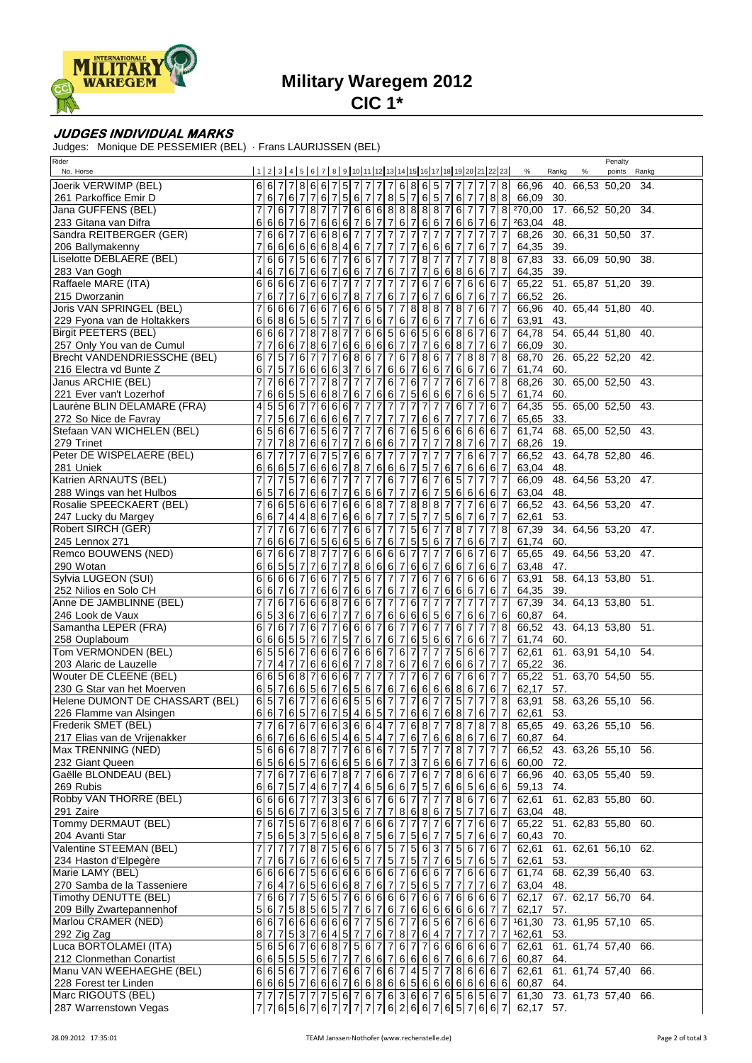# Military Waregem 2012

## CIC 1*

**JUDGES INDIVIDUAL MARKS**

Judges: Monique DE PESSEMIER (BEL) · Frans LAURIJSSEN (BEL)

| Rider / No. Horse | 1 | 2 | 3 | 4 | 5 | 6 | 7 | 8 | 9 | 10 | 11 | 12 | 13 | 14 | 15 | 16 | 17 | 18 | 19 | 20 | 21 | 22 | 23 | % | Rankg | % | Penalty points | Rankg |
|---|---|---|---|---|---|---|---|---|---|---|---|---|---|---|---|---|---|---|---|---|---|---|---|---|---|---|---|---|
| Joerik VERWIMP (BEL) | 6 | 6 | 7 | 7 | 8 | 6 | 6 | 7 | 5 | 7 | 7 | 7 | 7 | 6 | 8 | 6 | 5 | 7 | 7 | 7 | 7 | 7 | 8 | 66,96 | 40. | 66,53 | 50,20 | 34. |
| 261 Parkoffice Emir D | 7 | 6 | 7 | 6 | 7 | 7 | 6 | 7 | 5 | 6 | 7 | 7 | 8 | 5 | 7 | 6 | 5 | 7 | 6 | 7 | 7 | 8 | 8 | 66,09 | 30. | | | |
| Jana GUFFENS (BEL) | 7 | 7 | 6 | 7 | 7 | 8 | 7 | 7 | 7 | 6 | 6 | 6 | 8 | 8 | 8 | 8 | 8 | 7 | 6 | 7 | 7 | 7 | 8 | ²70,00 | 17. | 66,52 | 50,20 | 34. |
| 233 Gitana van Difra | 6 | 6 | 6 | 7 | 6 | 7 | 6 | 6 | 6 | 7 | 6 | 7 | 7 | 6 | 7 | 6 | 6 | 7 | 6 | 6 | 7 | 6 | 7 | ²63,04 | 48. | | | |
| Sandra REITBERGER (GER) | 7 | 6 | 6 | 7 | 7 | 6 | 6 | 8 | 6 | 7 | 7 | 7 | 7 | 7 | 7 | 7 | 7 | 7 | 7 | 7 | 7 | 7 | 7 | 68,26 | 30. | 66,31 | 50,50 | 37. |
| 206 Ballymakenny | 7 | 6 | 6 | 6 | 6 | 6 | 6 | 8 | 4 | 6 | 7 | 7 | 7 | 7 | 7 | 6 | 6 | 6 | 7 | 7 | 6 | 7 | 7 | 64,35 | 39. | | | |
| Liselotte DEBLAERE (BEL) | 7 | 6 | 6 | 7 | 5 | 6 | 6 | 7 | 7 | 6 | 6 | 7 | 7 | 7 | 7 | 8 | 7 | 7 | 7 | 7 | 7 | 8 | 8 | 67,83 | 33. | 66,09 | 50,90 | 38. |
| 283 Van Gogh | 4 | 6 | 7 | 6 | 7 | 6 | 6 | 7 | 6 | 6 | 7 | 7 | 6 | 7 | 7 | 7 | 6 | 6 | 8 | 6 | 6 | 7 | 7 | 64,35 | 39. | | | |
| Raffaele MARE (ITA) | 6 | 6 | 6 | 6 | 7 | 6 | 6 | 7 | 7 | 7 | 7 | 7 | 7 | 7 | 7 | 6 | 7 | 6 | 7 | 6 | 6 | 6 | 7 | 65,22 | 51. | 65,87 | 51,20 | 39. |
| 215 Dworzanin | 7 | 6 | 7 | 7 | 6 | 7 | 6 | 6 | 7 | 8 | 7 | 7 | 6 | 7 | 7 | 6 | 7 | 6 | 6 | 7 | 6 | 7 | 7 | 66,52 | 26. | | | |
| Joris VAN SPRINGEL (BEL) | 7 | 6 | 6 | 6 | 7 | 6 | 6 | 7 | 6 | 6 | 6 | 5 | 7 | 7 | 8 | 8 | 8 | 7 | 8 | 7 | 6 | 7 | 7 | 66,96 | 40. | 65,44 | 51,80 | 40. |
| 229 Fyona van de Holtakkers | 6 | 6 | 8 | 6 | 5 | 6 | 5 | 7 | 7 | 7 | 6 | 6 | 7 | 6 | 7 | 6 | 6 | 7 | 7 | 7 | 6 | 6 | 7 | 63,91 | 43. | | | |
| Birgit PEETERS (BEL) | 6 | 6 | 6 | 7 | 7 | 8 | 7 | 8 | 7 | 7 | 6 | 6 | 5 | 6 | 6 | 5 | 6 | 6 | 8 | 6 | 7 | 6 | 7 | 64,78 | 54. | 65,44 | 51,80 | 40. |
| 257 Only You van de Cumul | 7 | 7 | 6 | 6 | 7 | 8 | 6 | 7 | 6 | 6 | 6 | 6 | 6 | 7 | 7 | 7 | 6 | 6 | 8 | 7 | 7 | 6 | 7 | 66,09 | 30. | | | |
| Brecht VANDENDRIESSCHE (BEL) | 6 | 7 | 5 | 7 | 6 | 7 | 7 | 7 | 6 | 8 | 6 | 7 | 7 | 6 | 7 | 8 | 6 | 7 | 7 | 8 | 8 | 7 | 8 | 68,70 | 26. | 65,22 | 52,20 | 42. |
| 216 Electra vd Bunte Z | 6 | 7 | 5 | 7 | 6 | 6 | 6 | 6 | 3 | 7 | 6 | 7 | 6 | 6 | 7 | 6 | 6 | 7 | 6 | 6 | 7 | 6 | 7 | 61,74 | 60. | | | |
| Janus ARCHIE (BEL) | 7 | 7 | 6 | 6 | 7 | 7 | 7 | 8 | 7 | 7 | 7 | 7 | 6 | 7 | 6 | 7 | 7 | 7 | 6 | 7 | 6 | 7 | 8 | 68,26 | 30. | 65,00 | 52,50 | 43. |
| 221 Ever van't Lozerhof | 7 | 6 | 6 | 5 | 5 | 6 | 6 | 8 | 7 | 6 | 7 | 6 | 6 | 7 | 5 | 6 | 6 | 6 | 7 | 6 | 6 | 5 | 7 | 61,74 | 60. | | | |
| Laurène BLIN DELAMARE (FRA) | 4 | 5 | 5 | 6 | 7 | 7 | 6 | 6 | 6 | 7 | 7 | 7 | 7 | 7 | 7 | 7 | 7 | 7 | 6 | 7 | 7 | 6 | 7 | 64,35 | 55. | 65,00 | 52,50 | 43. |
| 272 So Nice de Favray | 7 | 7 | 5 | 6 | 7 | 6 | 6 | 6 | 6 | 7 | 7 | 7 | 7 | 7 | 7 | 6 | 6 | 7 | 7 | 7 | 7 | 6 | 7 | 65,65 | 33. | | | |
| Stefaan VAN WICHELEN (BEL) | 6 | 5 | 6 | 6 | 7 | 6 | 5 | 6 | 7 | 7 | 7 | 7 | 6 | 7 | 6 | 5 | 6 | 6 | 6 | 6 | 6 | 6 | 7 | 61,74 | 68. | 65,00 | 52,50 | 43. |
| 279 Trinet | 7 | 7 | 7 | 8 | 7 | 6 | 6 | 7 | 7 | 7 | 6 | 6 | 6 | 7 | 7 | 7 | 7 | 7 | 8 | 7 | 6 | 7 | 7 | 68,26 | 19. | | | |
| Peter DE WISPELAERE (BEL) | 6 | 7 | 7 | 7 | 7 | 6 | 7 | 5 | 7 | 6 | 6 | 7 | 7 | 7 | 7 | 7 | 7 | 7 | 7 | 6 | 6 | 7 | 7 | 66,52 | 43. | 64,78 | 52,80 | 46. |
| 281 Uniek | 6 | 6 | 6 | 5 | 7 | 6 | 6 | 6 | 7 | 8 | 7 | 6 | 6 | 6 | 7 | 5 | 7 | 6 | 7 | 6 | 6 | 6 | 7 | 63,04 | 48. | | | |
| Katrien ARNAUTS (BEL) | 7 | 7 | 7 | 5 | 7 | 6 | 6 | 7 | 7 | 7 | 7 | 7 | 6 | 7 | 7 | 6 | 7 | 6 | 5 | 7 | 7 | 7 | 7 | 66,09 | 48. | 64,56 | 53,20 | 47. |
| 288 Wings van het Hulbos | 6 | 5 | 7 | 6 | 7 | 6 | 6 | 7 | 7 | 6 | 6 | 6 | 7 | 7 | 7 | 6 | 7 | 5 | 6 | 6 | 6 | 6 | 7 | 63,04 | 48. | | | |
| Rosalie SPEECKAERT (BEL) | 7 | 6 | 6 | 5 | 6 | 6 | 6 | 7 | 6 | 6 | 6 | 8 | 7 | 7 | 8 | 8 | 8 | 7 | 7 | 7 | 6 | 6 | 7 | 66,52 | 43. | 64,56 | 53,20 | 47. |
| 247 Lucky du Margey | 6 | 6 | 7 | 4 | 4 | 8 | 6 | 7 | 6 | 6 | 6 | 7 | 7 | 7 | 5 | 7 | 7 | 5 | 6 | 7 | 6 | 7 | 7 | 62,61 | 53. | | | |
| Robert SIRCH (GER) | 7 | 7 | 7 | 6 | 7 | 6 | 6 | 7 | 7 | 6 | 6 | 7 | 7 | 7 | 5 | 6 | 7 | 7 | 8 | 7 | 7 | 7 | 8 | 67,39 | 34. | 64,56 | 53,20 | 47. |
| 245 Lennox 271 | 7 | 6 | 6 | 6 | 7 | 6 | 5 | 6 | 6 | 5 | 6 | 7 | 6 | 7 | 5 | 5 | 6 | 7 | 7 | 6 | 6 | 7 | 7 | 61,74 | 60. | | | |
| Remco BOUWENS (NED) | 6 | 7 | 6 | 6 | 7 | 8 | 7 | 7 | 7 | 6 | 6 | 6 | 6 | 6 | 7 | 7 | 7 | 7 | 6 | 6 | 7 | 6 | 7 | 65,65 | 49. | 64,56 | 53,20 | 47. |
| 290 Wotan | 6 | 6 | 5 | 5 | 7 | 7 | 6 | 7 | 7 | 8 | 6 | 6 | 6 | 7 | 6 | 6 | 7 | 6 | 6 | 7 | 6 | 6 | 7 | 63,48 | 47. | | | |
| Sylvia LUGEON (SUI) | 6 | 6 | 6 | 6 | 7 | 6 | 6 | 7 | 7 | 5 | 6 | 7 | 7 | 7 | 7 | 6 | 7 | 6 | 7 | 6 | 6 | 6 | 7 | 63,91 | 58. | 64,13 | 53,80 | 51. |
| 252 Nilios en Solo CH | 6 | 6 | 7 | 6 | 7 | 7 | 6 | 6 | 7 | 6 | 6 | 7 | 6 | 7 | 7 | 6 | 7 | 6 | 6 | 6 | 7 | 6 | 7 | 64,35 | 39. | | | |
| Anne DE JAMBLINNE (BEL) | 7 | 7 | 6 | 7 | 6 | 6 | 6 | 8 | 7 | 6 | 6 | 7 | 7 | 7 | 6 | 7 | 7 | 7 | 7 | 7 | 7 | 7 | 7 | 67,39 | 34. | 64,13 | 53,80 | 51. |
| 246 Look de Vaux | 6 | 5 | 3 | 6 | 7 | 6 | 6 | 7 | 7 | 7 | 6 | 7 | 6 | 6 | 6 | 6 | 5 | 6 | 7 | 6 | 6 | 7 | 6 | 60,87 | 64. | | | |
| Samantha LEPER (FRA) | 6 | 7 | 6 | 7 | 7 | 6 | 7 | 7 | 6 | 6 | 6 | 7 | 6 | 7 | 7 | 6 | 7 | 7 | 6 | 7 | 7 | 7 | 8 | 66,52 | 43. | 64,13 | 53,80 | 51. |
| 258 Ouplaboum | 6 | 6 | 6 | 5 | 5 | 7 | 6 | 7 | 5 | 7 | 6 | 7 | 6 | 7 | 6 | 5 | 6 | 6 | 7 | 6 | 6 | 7 | 7 | 61,74 | 60. | | | |
| Tom VERMONDEN (BEL) | 6 | 5 | 5 | 6 | 7 | 6 | 6 | 6 | 7 | 6 | 6 | 6 | 7 | 6 | 7 | 7 | 7 | 7 | 5 | 6 | 6 | 7 | 7 | 62,61 | 61. | 63,91 | 54,10 | 54. |
| 203 Alaric de Lauzelle | 7 | 7 | 4 | 7 | 7 | 6 | 6 | 6 | 6 | 7 | 7 | 8 | 7 | 6 | 7 | 6 | 7 | 6 | 6 | 6 | 7 | 7 | 7 | 65,22 | 36. | | | |
| Wouter DE CLEENE (BEL) | 6 | 6 | 5 | 6 | 8 | 7 | 6 | 6 | 6 | 7 | 7 | 7 | 7 | 7 | 7 | 6 | 7 | 6 | 7 | 6 | 6 | 7 | 7 | 65,22 | 51. | 63,70 | 54,50 | 55. |
| 230 G Star van het Moerven | 6 | 5 | 7 | 6 | 6 | 5 | 6 | 7 | 6 | 5 | 6 | 7 | 6 | 7 | 6 | 6 | 6 | 6 | 8 | 6 | 7 | 6 | 7 | 62,17 | 57. | | | |
| Helene DUMONT DE CHASSART (BEL) | 6 | 5 | 7 | 6 | 7 | 7 | 6 | 6 | 6 | 5 | 5 | 6 | 7 | 7 | 7 | 6 | 7 | 7 | 5 | 7 | 7 | 7 | 8 | 63,91 | 58. | 63,26 | 55,10 | 56. |
| 226 Flamme van Alsingen | 6 | 6 | 7 | 6 | 5 | 7 | 6 | 7 | 5 | 4 | 6 | 5 | 7 | 7 | 6 | 6 | 7 | 6 | 8 | 7 | 6 | 7 | 7 | 62,61 | 53. | | | |
| Frederik SMET (BEL) | 7 | 7 | 6 | 7 | 6 | 7 | 6 | 6 | 3 | 6 | 6 | 4 | 7 | 7 | 6 | 8 | 7 | 7 | 8 | 7 | 8 | 7 | 8 | 65,65 | 49. | 63,26 | 55,10 | 56. |
| 217 Elias van de Vrijenakker | 6 | 6 | 7 | 6 | 6 | 6 | 6 | 5 | 4 | 6 | 5 | 4 | 7 | 7 | 6 | 7 | 6 | 6 | 8 | 6 | 7 | 6 | 7 | 60,87 | 64. | | | |
| Max TRENNING (NED) | 5 | 6 | 6 | 6 | 7 | 8 | 7 | 7 | 7 | 6 | 6 | 6 | 7 | 7 | 5 | 7 | 7 | 7 | 8 | 7 | 7 | 7 | 7 | 66,52 | 43. | 63,26 | 55,10 | 56. |
| 232 Giant Queen | 6 | 5 | 6 | 6 | 5 | 7 | 6 | 6 | 6 | 5 | 6 | 6 | 7 | 7 | 3 | 7 | 6 | 6 | 6 | 7 | 7 | 6 | 6 | 60,00 | 72. | | | |
| Gaëlle BLONDEAU (BEL) | 7 | 7 | 6 | 7 | 7 | 6 | 6 | 7 | 8 | 7 | 7 | 6 | 6 | 7 | 7 | 6 | 7 | 7 | 8 | 6 | 6 | 6 | 7 | 66,96 | 40. | 63,05 | 55,40 | 59. |
| 269 Rubis | 6 | 6 | 7 | 5 | 7 | 4 | 6 | 7 | 7 | 4 | 6 | 5 | 6 | 6 | 7 | 5 | 7 | 6 | 6 | 5 | 6 | 6 | 6 | 59,13 | 74. | | | |
| Robby VAN THORRE (BEL) | 6 | 6 | 6 | 6 | 7 | 7 | 7 | 3 | 3 | 6 | 6 | 7 | 6 | 6 | 7 | 7 | 7 | 7 | 8 | 6 | 7 | 6 | 7 | 62,61 | 61. | 62,83 | 55,80 | 60. |
| 291 Zaire | 6 | 5 | 6 | 6 | 7 | 7 | 6 | 3 | 5 | 6 | 7 | 7 | 7 | 8 | 6 | 8 | 6 | 7 | 5 | 7 | 7 | 6 | 7 | 63,04 | 48. | | | |
| Tommy DERMAUT (BEL) | 7 | 6 | 7 | 5 | 6 | 7 | 6 | 8 | 6 | 7 | 6 | 6 | 6 | 7 | 7 | 7 | 7 | 6 | 7 | 7 | 6 | 6 | 7 | 65,22 | 51. | 62,83 | 55,80 | 60. |
| 204 Avanti Star | 7 | 5 | 6 | 5 | 3 | 7 | 5 | 6 | 6 | 8 | 7 | 5 | 6 | 7 | 5 | 6 | 7 | 7 | 5 | 7 | 6 | 6 | 7 | 60,43 | 70. | | | |
| Valentine STEEMAN (BEL) | 7 | 7 | 7 | 7 | 7 | 8 | 7 | 5 | 6 | 6 | 6 | 7 | 5 | 7 | 5 | 6 | 3 | 7 | 5 | 6 | 7 | 6 | 7 | 62,61 | 61. | 62,61 | 56,10 | 62. |
| 234 Haston d'Elpegère | 7 | 7 | 6 | 7 | 6 | 7 | 6 | 6 | 6 | 5 | 7 | 7 | 5 | 7 | 5 | 7 | 7 | 6 | 5 | 7 | 6 | 5 | 7 | 62,61 | 53. | | | |
| Marie LAMY (BEL) | 6 | 6 | 6 | 6 | 7 | 5 | 6 | 6 | 6 | 6 | 6 | 6 | 6 | 7 | 6 | 6 | 6 | 7 | 7 | 6 | 6 | 6 | 7 | 61,74 | 68. | 62,39 | 56,40 | 63. |
| 270 Samba de la Tasseniere | 7 | 6 | 4 | 7 | 6 | 5 | 6 | 6 | 6 | 8 | 7 | 6 | 7 | 7 | 5 | 6 | 5 | 7 | 7 | 7 | 7 | 6 | 7 | 63,04 | 48. | | | |
| Timothy DENUTTE (BEL) | 7 | 6 | 6 | 7 | 7 | 5 | 6 | 5 | 7 | 6 | 6 | 6 | 6 | 6 | 7 | 6 | 6 | 7 | 6 | 6 | 6 | 6 | 7 | 62,17 | 67. | 62,17 | 56,70 | 64. |
| 209 Billy Zwartepannenhof | 5 | 6 | 7 | 5 | 8 | 5 | 6 | 5 | 7 | 7 | 6 | 7 | 6 | 7 | 6 | 6 | 6 | 6 | 6 | 6 | 6 | 7 | 7 | 62,17 | 57. | | | |
| Marlou CRAMER (NED) | 6 | 6 | 7 | 6 | 6 | 6 | 6 | 6 | 6 | 7 | 7 | 5 | 6 | 7 | 7 | 6 | 5 | 6 | 7 | 6 | 6 | 6 | 7 | ¹61,30 | 73. | 61,95 | 57,10 | 65. |
| 292 Zig Zag | 8 | 7 | 7 | 5 | 3 | 7 | 6 | 4 | 5 | 7 | 7 | 6 | 7 | 8 | 7 | 6 | 4 | 7 | 7 | 7 | 7 | 7 | 7 | ¹62,61 | 53. | | | |
| Luca BORTOLAMEI (ITA) | 5 | 6 | 5 | 6 | 7 | 6 | 6 | 8 | 7 | 5 | 6 | 7 | 7 | 6 | 7 | 7 | 6 | 6 | 6 | 6 | 6 | 6 | 7 | 62,61 | 61. | 61,74 | 57,40 | 66. |
| 212 Clonmethan Conartist | 6 | 6 | 5 | 5 | 5 | 5 | 6 | 7 | 7 | 7 | 6 | 6 | 7 | 6 | 6 | 6 | 6 | 7 | 6 | 6 | 6 | 7 | 6 | 60,87 | 64. | | | |
| Manu VAN WEEHAEGHE (BEL) | 6 | 6 | 5 | 6 | 7 | 7 | 6 | 7 | 6 | 6 | 7 | 6 | 6 | 7 | 4 | 5 | 7 | 7 | 8 | 6 | 6 | 6 | 7 | 62,61 | 61. | 61,74 | 57,40 | 66. |
| 228 Forest ter Linden | 6 | 6 | 6 | 5 | 7 | 6 | 6 | 6 | 7 | 6 | 6 | 8 | 6 | 6 | 5 | 6 | 6 | 6 | 6 | 6 | 6 | 6 | 6 | 60,87 | 64. | | | |
| Marc RIGOUTS (BEL) | 7 | 7 | 7 | 5 | 7 | 7 | 7 | 5 | 6 | 7 | 6 | 7 | 6 | 3 | 6 | 6 | 7 | 6 | 5 | 6 | 5 | 6 | 7 | 61,30 | 73. | 61,73 | 57,40 | 66. |
| 287 Warrenstown Vegas | 7 | 7 | 6 | 5 | 6 | 7 | 6 | 7 | 7 | 7 | 7 | 7 | 6 | 2 | 6 | 6 | 7 | 6 | 5 | 7 | 6 | 6 | 7 | 62,17 | 57. | | | |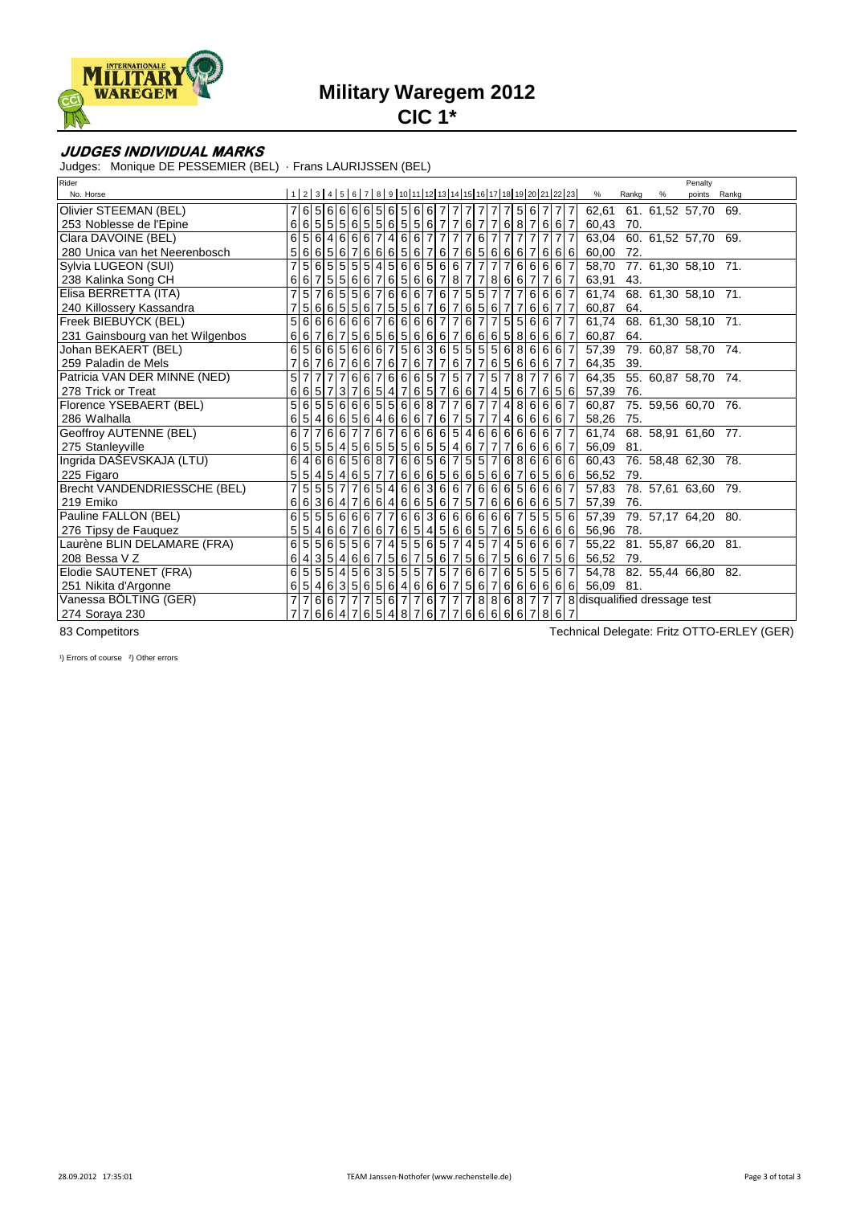# Military Waregem 2012

## CIC 1*

### *JUDGES INDIVIDUAL MARKS*

Judges: Monique DE PESSEMIER (BEL) · Frans LAURIJSSEN (BEL)

| Rider / No. Horse | 1 | 2 | 3 | 4 | 5 | 6 | 7 | 8 | 9 | 10 | 11 | 12 | 13 | 14 | 15 | 16 | 17 | 18 | 19 | 20 | 21 | 22 | 23 | % | Rankg | % | Penalty points | Rankg |
|---|---|---|---|---|---|---|---|---|---|---|---|---|---|---|---|---|---|---|---|---|---|---|---|---|---|---|---|---|
| Olivier STEEMAN (BEL) | 7 | 6 | 5 | 6 | 6 | 6 | 6 | 5 | 6 | 5 | 6 | 6 | 7 | 7 | 7 | 7 | 7 | 7 | 5 | 6 | 7 | 7 | 7 | 62,61 | 61. | 61,52 | 57,70 | 69. |
| 253 Noblesse de l'Epine | 6 | 6 | 5 | 5 | 5 | 6 | 5 | 5 | 6 | 5 | 5 | 6 | 7 | 7 | 6 | 7 | 7 | 6 | 8 | 7 | 6 | 6 | 7 | 60,43 | 70. | | | |
| Clara DAVOINE (BEL) | 6 | 5 | 6 | 4 | 6 | 6 | 6 | 7 | 4 | 6 | 6 | 7 | 7 | 7 | 7 | 6 | 7 | 7 | 7 | 7 | 7 | 7 | 7 | 63,04 | 60. | 61,52 | 57,70 | 69. |
| 280 Unica van het Neerenbosch | 5 | 6 | 6 | 5 | 6 | 7 | 6 | 6 | 6 | 5 | 6 | 7 | 6 | 7 | 6 | 5 | 6 | 6 | 6 | 7 | 6 | 6 | 6 | 60,00 | 72. | | | |
| Sylvia LUGEON (SUI) | 7 | 5 | 6 | 5 | 5 | 5 | 5 | 4 | 5 | 6 | 6 | 5 | 6 | 6 | 7 | 7 | 7 | 7 | 6 | 6 | 6 | 6 | 7 | 58,70 | 77. | 61,30 | 58,10 | 71. |
| 238 Kalinka Song CH | 6 | 6 | 7 | 5 | 5 | 6 | 6 | 7 | 6 | 5 | 6 | 6 | 7 | 8 | 7 | 7 | 8 | 6 | 6 | 7 | 7 | 6 | 7 | 63,91 | 43. | | | |
| Elisa BERRETTA (ITA) | 7 | 5 | 7 | 6 | 5 | 5 | 6 | 7 | 6 | 6 | 6 | 7 | 6 | 7 | 5 | 5 | 7 | 7 | 7 | 6 | 6 | 6 | 7 | 61,74 | 68. | 61,30 | 58,10 | 71. |
| 240 Killossery Kassandra | 7 | 5 | 6 | 6 | 5 | 5 | 6 | 7 | 5 | 5 | 6 | 7 | 6 | 7 | 6 | 5 | 6 | 7 | 7 | 6 | 6 | 7 | 7 | 60,87 | 64. | | | |
| Freek BIEBUYCK (BEL) | 5 | 6 | 6 | 6 | 6 | 6 | 6 | 7 | 6 | 6 | 6 | 6 | 7 | 7 | 6 | 7 | 7 | 5 | 5 | 6 | 6 | 7 | 7 | 61,74 | 68. | 61,30 | 58,10 | 71. |
| 231 Gainsbourg van het Wilgenbos | 6 | 6 | 7 | 6 | 7 | 5 | 6 | 5 | 6 | 5 | 6 | 6 | 6 | 7 | 6 | 6 | 6 | 5 | 8 | 6 | 6 | 6 | 7 | 60,87 | 64. | | | |
| Johan BEKAERT (BEL) | 6 | 5 | 6 | 6 | 5 | 6 | 6 | 6 | 7 | 5 | 6 | 3 | 6 | 5 | 5 | 5 | 5 | 6 | 8 | 6 | 6 | 6 | 7 | 57,39 | 79. | 60,87 | 58,70 | 74. |
| 259 Paladin de Mels | 7 | 6 | 7 | 6 | 7 | 6 | 6 | 7 | 6 | 7 | 6 | 7 | 7 | 6 | 7 | 7 | 6 | 5 | 6 | 6 | 6 | 7 | 7 | 64,35 | 39. | | | |
| Patricia VAN DER MINNE (NED) | 5 | 7 | 7 | 7 | 7 | 6 | 6 | 7 | 6 | 6 | 6 | 5 | 7 | 5 | 7 | 7 | 5 | 7 | 8 | 7 | 7 | 6 | 7 | 64,35 | 55. | 60,87 | 58,70 | 74. |
| 278 Trick or Treat | 6 | 6 | 5 | 7 | 3 | 7 | 6 | 5 | 4 | 7 | 6 | 5 | 7 | 6 | 6 | 7 | 4 | 5 | 6 | 7 | 6 | 5 | 6 | 57,39 | 76. | | | |
| Florence YSEBAERT (BEL) | 5 | 6 | 5 | 5 | 6 | 6 | 6 | 5 | 5 | 6 | 6 | 8 | 7 | 7 | 6 | 7 | 7 | 4 | 8 | 6 | 6 | 6 | 7 | 60,87 | 75. | 59,56 | 60,70 | 76. |
| 286 Walhalla | 6 | 5 | 4 | 6 | 6 | 5 | 6 | 4 | 6 | 6 | 6 | 7 | 6 | 7 | 5 | 7 | 7 | 4 | 6 | 6 | 6 | 6 | 7 | 58,26 | 75. | | | |
| Geoffroy AUTENNE (BEL) | 6 | 7 | 7 | 6 | 6 | 7 | 7 | 6 | 7 | 6 | 6 | 6 | 6 | 5 | 4 | 6 | 6 | 6 | 6 | 6 | 6 | 7 | 7 | 61,74 | 68. | 58,91 | 61,60 | 77. |
| 275 Stanleyville | 6 | 5 | 5 | 5 | 4 | 5 | 6 | 5 | 5 | 5 | 5 | 6 | 5 | 5 | 4 | 6 | 7 | 7 | 7 | 6 | 6 | 6 | 7 | 56,09 | 81. | | | |
| Ingrida DAŠEVSKAJA (LTU) | 6 | 4 | 6 | 6 | 6 | 5 | 6 | 8 | 7 | 6 | 6 | 5 | 6 | 7 | 5 | 5 | 7 | 6 | 8 | 6 | 6 | 6 | 6 | 60,43 | 76. | 58,48 | 62,30 | 78. |
| 225 Figaro | 5 | 5 | 4 | 5 | 4 | 6 | 5 | 7 | 7 | 6 | 6 | 6 | 5 | 6 | 6 | 5 | 6 | 6 | 7 | 6 | 5 | 6 | 6 | 56,52 | 79. | | | |
| Brecht VANDENDRIESSCHE (BEL) | 7 | 5 | 5 | 5 | 7 | 7 | 6 | 5 | 4 | 6 | 6 | 3 | 6 | 6 | 7 | 6 | 6 | 6 | 5 | 6 | 6 | 6 | 7 | 57,83 | 78. | 57,61 | 63,60 | 79. |
| 219 Emiko | 6 | 6 | 3 | 6 | 4 | 7 | 6 | 6 | 4 | 6 | 6 | 5 | 6 | 7 | 5 | 7 | 6 | 6 | 6 | 6 | 6 | 5 | 7 | 57,39 | 76. | | | |
| Pauline FALLON (BEL) | 6 | 5 | 5 | 5 | 6 | 6 | 6 | 7 | 7 | 6 | 6 | 3 | 6 | 6 | 6 | 6 | 6 | 6 | 7 | 5 | 5 | 5 | 6 | 57,39 | 79. | 57,17 | 64,20 | 80. |
| 276 Tipsy de Fauquez | 5 | 5 | 4 | 6 | 6 | 7 | 6 | 6 | 7 | 6 | 5 | 4 | 5 | 6 | 6 | 5 | 7 | 6 | 5 | 6 | 6 | 6 | 6 | 56,96 | 78. | | | |
| Laurène BLIN DELAMARE (FRA) | 6 | 5 | 5 | 6 | 5 | 5 | 6 | 7 | 4 | 5 | 5 | 6 | 5 | 7 | 4 | 5 | 7 | 4 | 5 | 6 | 6 | 6 | 7 | 55,22 | 81. | 55,87 | 66,20 | 81. |
| 208 Bessa V Z | 6 | 4 | 3 | 5 | 4 | 6 | 6 | 7 | 5 | 6 | 7 | 5 | 6 | 7 | 5 | 6 | 7 | 5 | 6 | 6 | 7 | 5 | 6 | 56,52 | 79. | | | |
| Elodie SAUTENET (FRA) | 6 | 5 | 5 | 5 | 4 | 5 | 6 | 3 | 5 | 5 | 5 | 7 | 5 | 7 | 6 | 6 | 7 | 6 | 5 | 5 | 5 | 6 | 7 | 54,78 | 82. | 55,44 | 66,80 | 82. |
| 251 Nikita d'Argonne | 6 | 5 | 4 | 6 | 3 | 5 | 6 | 5 | 6 | 4 | 6 | 6 | 6 | 7 | 5 | 6 | 7 | 6 | 6 | 6 | 6 | 6 | 6 | 56,09 | 81. | | | |
| Vanessa BÖLTING (GER) | 7 | 7 | 6 | 6 | 7 | 7 | 7 | 5 | 6 | 7 | 7 | 6 | 7 | 7 | 7 | 8 | 8 | 6 | 8 | 7 | 7 | 7 | 8 | disqualified dressage test | | | | |
| 274 Soraya 230 | 7 | 7 | 6 | 6 | 4 | 7 | 6 | 5 | 4 | 8 | 7 | 6 | 7 | 7 | 6 | 6 | 6 | 6 | 6 | 7 | 8 | 6 | 7 | | | | | |

83 Competitors

Technical Delegate: Fritz OTTO-ERLEY (GER)

[1]) Errors of course [2]) Other errors

28.09.2012 17:35:01 TEAM Janssen·Nothofer (www.rechenstelle.de)